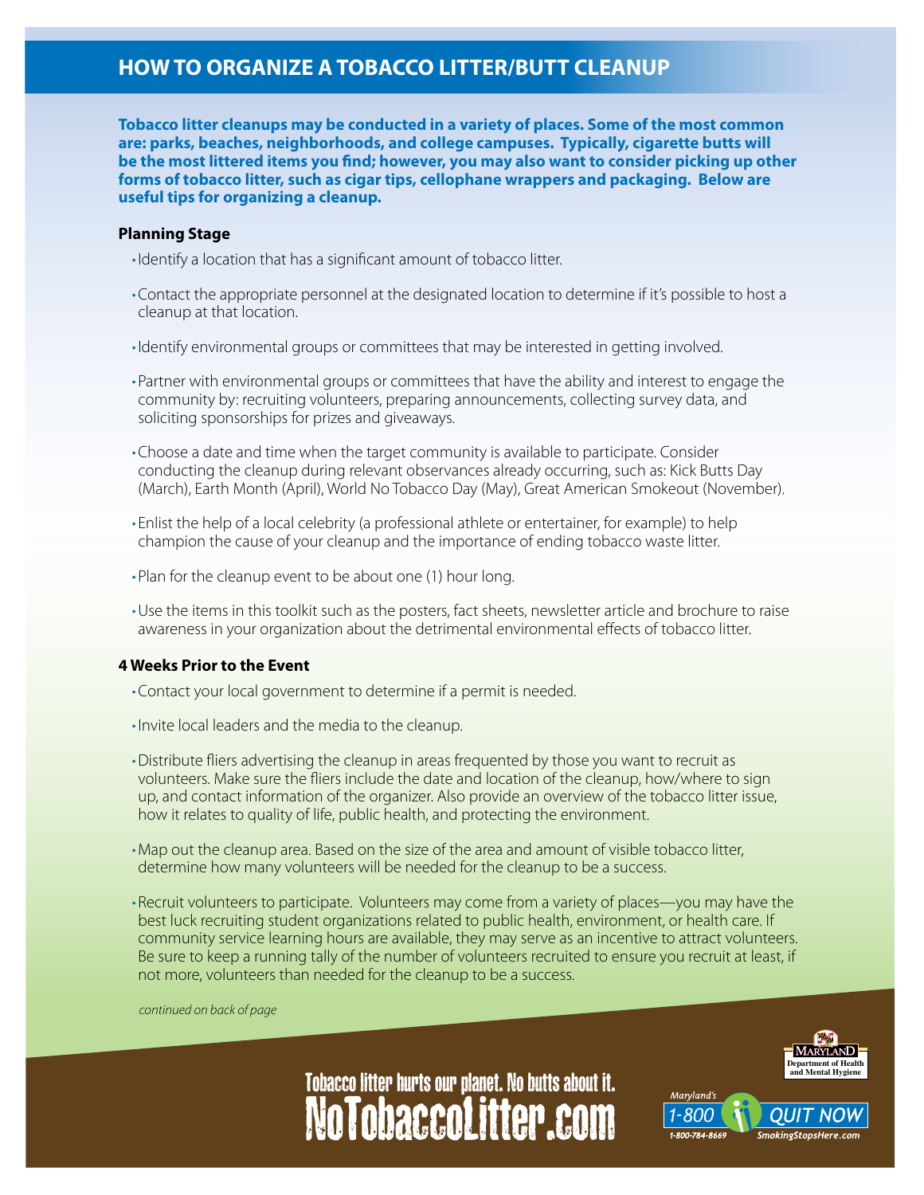# HOW TO ORGANIZE A TOBACCO LITTER/BUTT CLEANUP

**Tobacco litter cleanups may be conducted in a variety of places. Some of the most common are: parks, beaches, neighborhoods, and college campuses. Typically, cigarette butts will be the most littered items you find; however, you may also want to consider picking up other forms of tobacco litter, such as cigar tips, cellophane wrappers and packaging. Below are useful tips for organizing a cleanup.**

### Planning Stage

- Identify a location that has a significant amount of tobacco litter.
- Contact the appropriate personnel at the designated location to determine if it's possible to host a cleanup at that location.
- Identify environmental groups or committees that may be interested in getting involved.
- Partner with environmental groups or committees that have the ability and interest to engage the community by: recruiting volunteers, preparing announcements, collecting survey data, and soliciting sponsorships for prizes and giveaways.
- Choose a date and time when the target community is available to participate. Consider conducting the cleanup during relevant observances already occurring, such as: Kick Butts Day (March), Earth Month (April), World No Tobacco Day (May), Great American Smokeout (November).
- Enlist the help of a local celebrity (a professional athlete or entertainer, for example) to help champion the cause of your cleanup and the importance of ending tobacco waste litter.
- Plan for the cleanup event to be about one (1) hour long.
- Use the items in this toolkit such as the posters, fact sheets, newsletter article and brochure to raise awareness in your organization about the detrimental environmental effects of tobacco litter.

### 4 Weeks Prior to the Event

- Contact your local government to determine if a permit is needed.
- Invite local leaders and the media to the cleanup.
- Distribute fliers advertising the cleanup in areas frequented by those you want to recruit as volunteers. Make sure the fliers include the date and location of the cleanup, how/where to sign up, and contact information of the organizer. Also provide an overview of the tobacco litter issue, how it relates to quality of life, public health, and protecting the environment.
- Map out the cleanup area. Based on the size of the area and amount of visible tobacco litter, determine how many volunteers will be needed for the cleanup to be a success.
- Recruit volunteers to participate. Volunteers may come from a variety of places—you may have the best luck recruiting student organizations related to public health, environment, or health care. If community service learning hours are available, they may serve as an incentive to attract volunteers. Be sure to keep a running tally of the number of volunteers recruited to ensure you recruit at least, if not more, volunteers than needed for the cleanup to be a success.

*continued on back of page*

Tobacco litter hurts our planet. No butts about it.
NoTobaccoLitter.com

Maryland Department of Health and Mental Hygiene

Maryland's 1-800 QUIT NOW
1-800-784-8669 SmokingStopsHere.com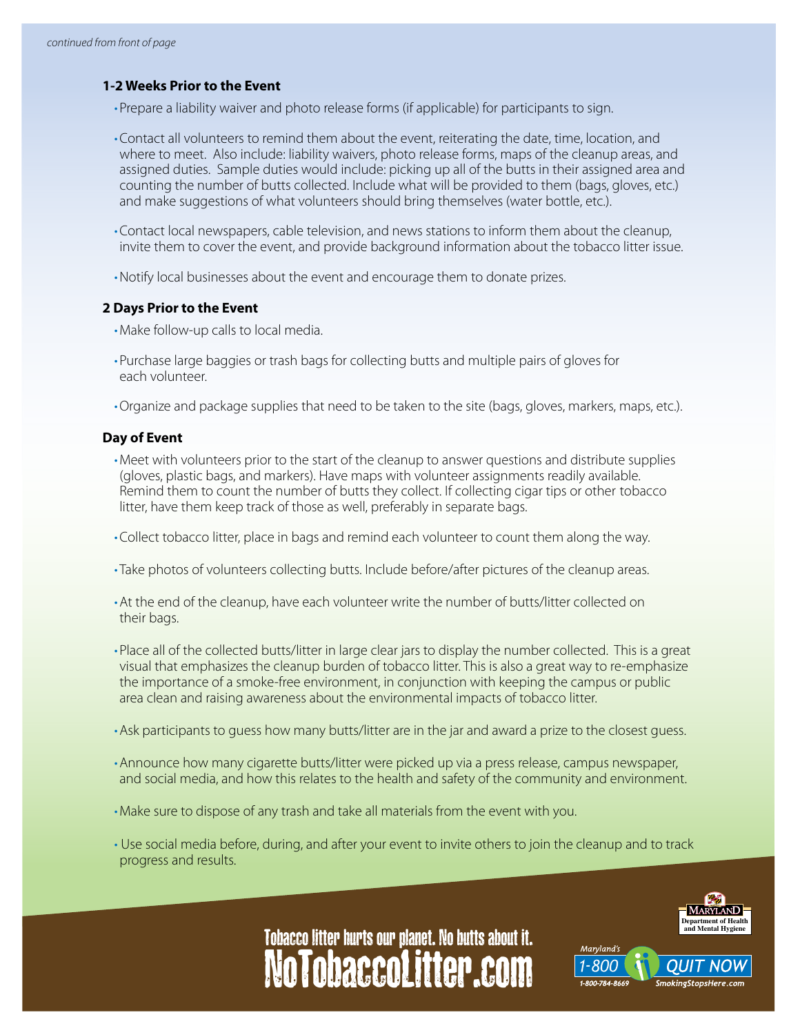*continued from front of page*

### 1-2 Weeks Prior to the Event

- Prepare a liability waiver and photo release forms (if applicable) for participants to sign.
- Contact all volunteers to remind them about the event, reiterating the date, time, location, and where to meet. Also include: liability waivers, photo release forms, maps of the cleanup areas, and assigned duties. Sample duties would include: picking up all of the butts in their assigned area and counting the number of butts collected. Include what will be provided to them (bags, gloves, etc.) and make suggestions of what volunteers should bring themselves (water bottle, etc.).
- Contact local newspapers, cable television, and news stations to inform them about the cleanup, invite them to cover the event, and provide background information about the tobacco litter issue.
- Notify local businesses about the event and encourage them to donate prizes.

### 2 Days Prior to the Event

- Make follow-up calls to local media.
- Purchase large baggies or trash bags for collecting butts and multiple pairs of gloves for each volunteer.
- Organize and package supplies that need to be taken to the site (bags, gloves, markers, maps, etc.).

### Day of Event

- Meet with volunteers prior to the start of the cleanup to answer questions and distribute supplies (gloves, plastic bags, and markers). Have maps with volunteer assignments readily available. Remind them to count the number of butts they collect. If collecting cigar tips or other tobacco litter, have them keep track of those as well, preferably in separate bags.
- Collect tobacco litter, place in bags and remind each volunteer to count them along the way.
- Take photos of volunteers collecting butts. Include before/after pictures of the cleanup areas.
- At the end of the cleanup, have each volunteer write the number of butts/litter collected on their bags.
- Place all of the collected butts/litter in large clear jars to display the number collected. This is a great visual that emphasizes the cleanup burden of tobacco litter. This is also a great way to re-emphasize the importance of a smoke-free environment, in conjunction with keeping the campus or public area clean and raising awareness about the environmental impacts of tobacco litter.
- Ask participants to guess how many butts/litter are in the jar and award a prize to the closest guess.
- Announce how many cigarette butts/litter were picked up via a press release, campus newspaper, and social media, and how this relates to the health and safety of the community and environment.
- Make sure to dispose of any trash and take all materials from the event with you.
- Use social media before, during, and after your event to invite others to join the cleanup and to track progress and results.

Tobacco litter hurts our planet. No butts about it.

NoTobaccoLitter.com

Maryland Department of Health and Mental Hygiene

Maryland's 1-800 QUIT NOW

1-800-784-8669

SmokingStopsHere.com